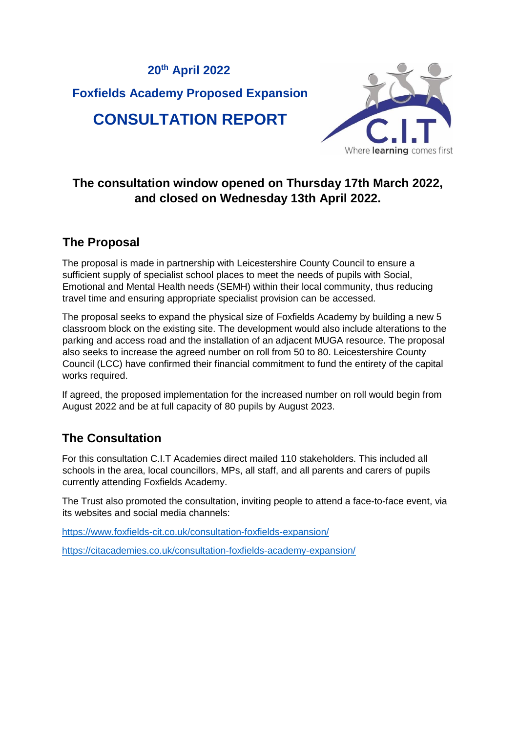**20th April 2022**

## Foxfields Academy Proposed Expansion

# CONSULTATION REPORT

Where **learning** comes first

### The consultation window opened on Thursday 17th March 2022, and closed on Wednesday 13th April 2022.

## The Proposal

The proposal is made in partnership with Leicestershire County Council to ensure a sufficient supply of specialist school places to meet the needs of pupils with Social, Emotional and Mental Health needs (SEMH) within their local community, thus reducing travel time and ensuring appropriate specialist provision can be accessed.

The proposal seeks to expand the physical size of Foxfields Academy by building a new 5 classroom block on the existing site. The development would also include alterations to the parking and access road and the installation of an adjacent MUGA resource. The proposal also seeks to increase the agreed number on roll from 50 to 80. Leicestershire County Council (LCC) have confirmed their financial commitment to fund the entirety of the capital works required.

If agreed, the proposed implementation for the increased number on roll would begin from August 2022 and be at full capacity of 80 pupils by August 2023.

## The Consultation

For this consultation C.I.T Academies direct mailed 110 stakeholders. This included all schools in the area, local councillors, MPs, all staff, and all parents and carers of pupils currently attending Foxfields Academy.

The Trust also promoted the consultation, inviting people to attend a face-to-face event, via its websites and social media channels:

https://www.foxfields-cit.co.uk/consultation-foxfields-expansion/

https://citacademies.co.uk/consultation-foxfields-academy-expansion/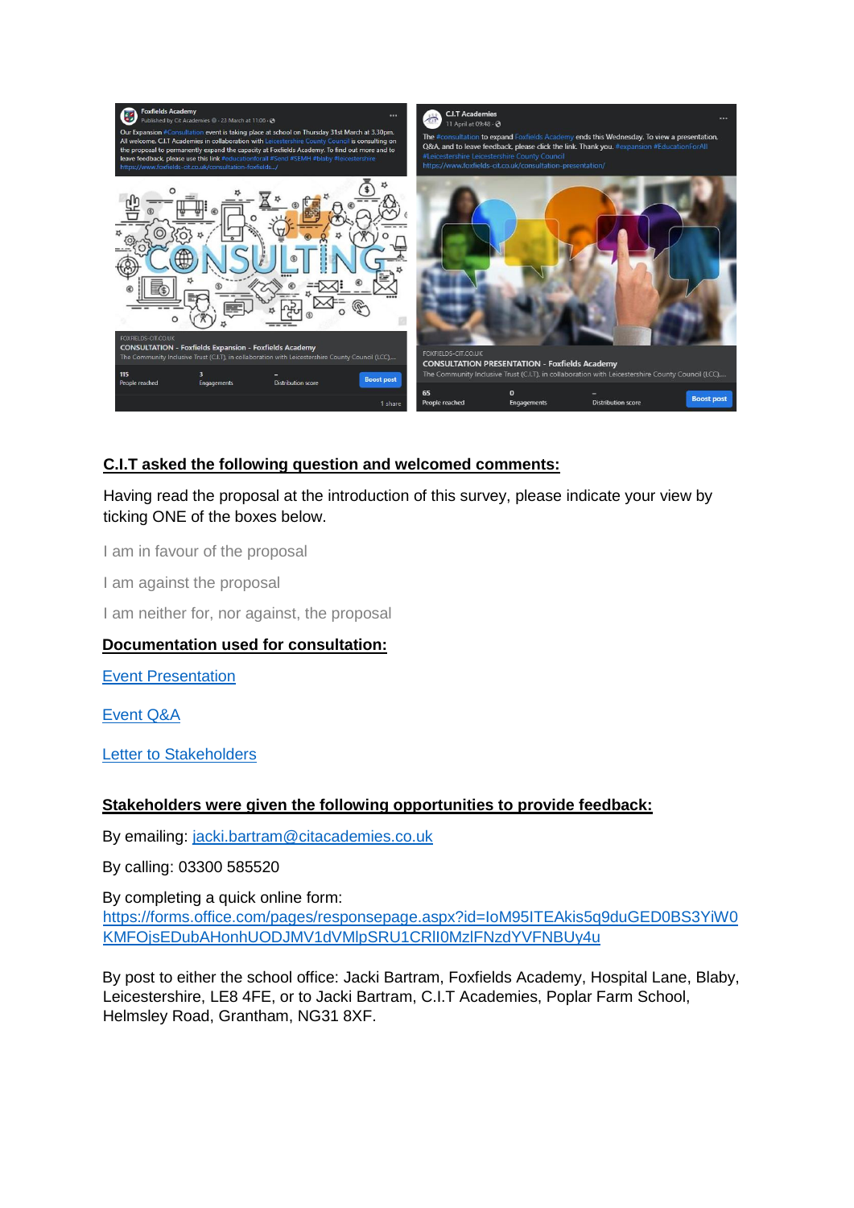**C.I.T asked the following question and welcomed comments:**

Having read the proposal at the introduction of this survey, please indicate your view by ticking ONE of the boxes below.

I am in favour of the proposal

I am against the proposal

I am neither for, nor against, the proposal

**Documentation used for consultation:**

Event Presentation

Event Q&A

Letter to Stakeholders

**Stakeholders were given the following opportunities to provide feedback:**

By emailing: jacki.bartram@citacademies.co.uk

By calling: 03300 585520

By completing a quick online form: https://forms.office.com/pages/responsepage.aspx?id=IoM95ITEAkis5q9duGED0BS3YiW0KMFOjsEDubAHonhUODJMV1dVMlpSRU1CRlI0MzlFNzdYVFNBUy4u

By post to either the school office: Jacki Bartram, Foxfields Academy, Hospital Lane, Blaby, Leicestershire, LE8 4FE, or to Jacki Bartram, C.I.T Academies, Poplar Farm School, Helmsley Road, Grantham, NG31 8XF.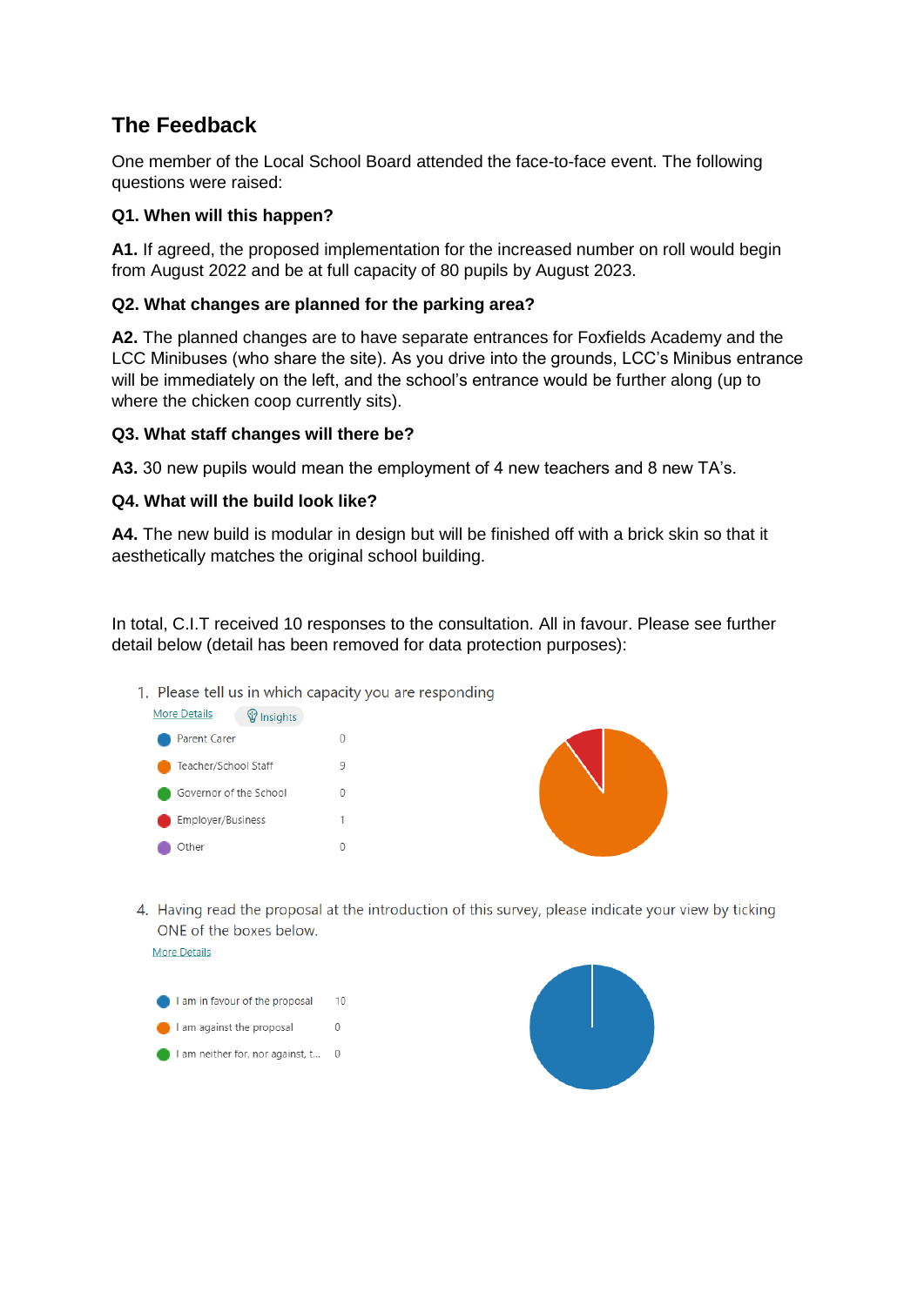## The Feedback

One member of the Local School Board attended the face-to-face event. The following questions were raised:

**Q1. When will this happen?**

**A1.** If agreed, the proposed implementation for the increased number on roll would begin from August 2022 and be at full capacity of 80 pupils by August 2023.

**Q2. What changes are planned for the parking area?**

**A2.** The planned changes are to have separate entrances for Foxfields Academy and the LCC Minibuses (who share the site). As you drive into the grounds, LCC's Minibus entrance will be immediately on the left, and the school's entrance would be further along (up to where the chicken coop currently sits).

**Q3. What staff changes will there be?**

**A3.** 30 new pupils would mean the employment of 4 new teachers and 8 new TA's.

**Q4. What will the build look like?**

**A4.** The new build is modular in design but will be finished off with a brick skin so that it aesthetically matches the original school building.

In total, C.I.T received 10 responses to the consultation. All in favour. Please see further detail below (detail has been removed for data protection purposes):

1. Please tell us in which capacity you are responding

More Details | Insights

| Response | Count |
| --- | --- |
| Parent Carer | 0 |
| Teacher/School Staff | 9 |
| Governor of the School | 0 |
| Employer/Business | 1 |
| Other | 0 |

4. Having read the proposal at the introduction of this survey, please indicate your view by ticking ONE of the boxes below.

More Details

| Response | Count |
| --- | --- |
| I am in favour of the proposal | 10 |
| I am against the proposal | 0 |
| I am neither for, nor against, t... | 0 |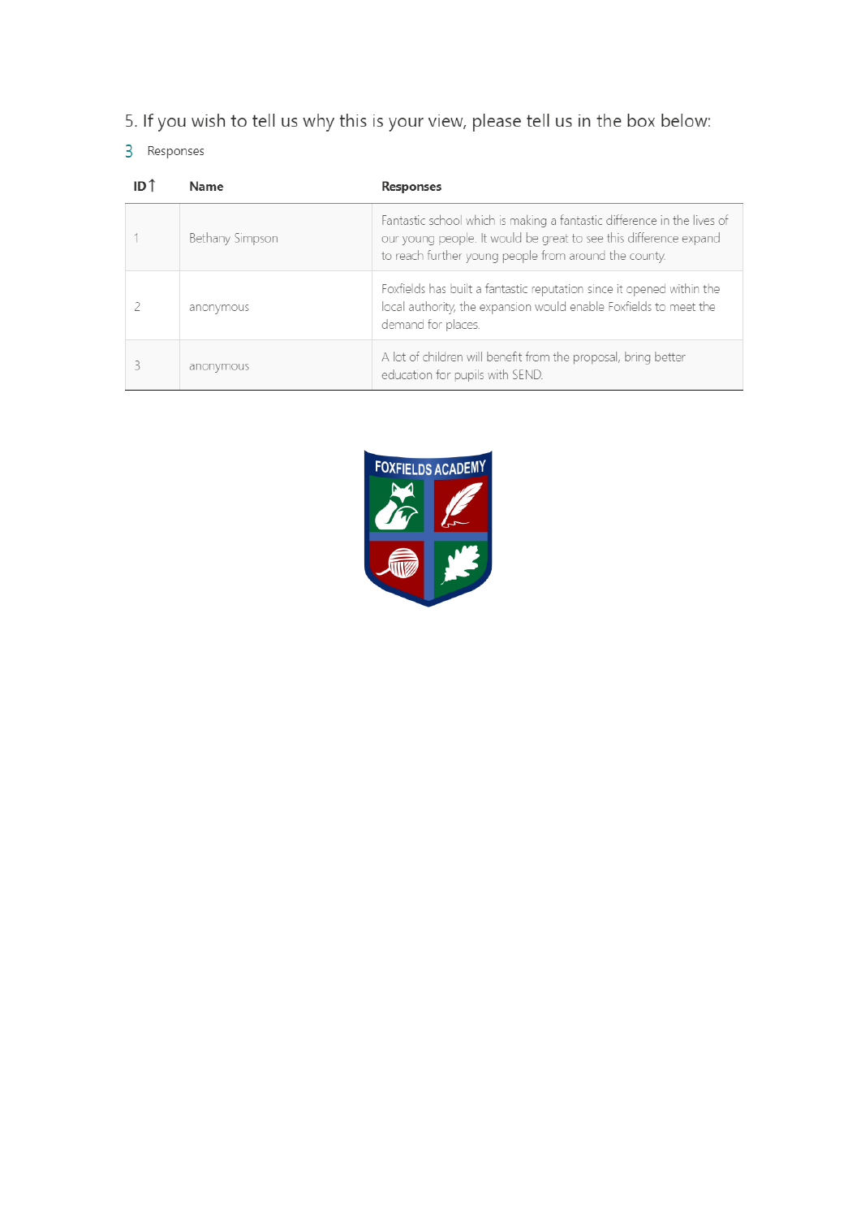5. If you wish to tell us why this is your view, please tell us in the box below:

3 Responses

| ID ↑ | Name | Responses |
| --- | --- | --- |
| 1 | Bethany Simpson | Fantastic school which is making a fantastic difference in the lives of our young people. It would be great to see this difference expand to reach further young people from around the county. |
| 2 | anonymous | Foxfields has built a fantastic reputation since it opened within the local authority, the expansion would enable Foxfields to meet the demand for places. |
| 3 | anonymous | A lot of children will benefit from the proposal, bring better education for pupils with SEND. |

FOXFIELDS ACADEMY